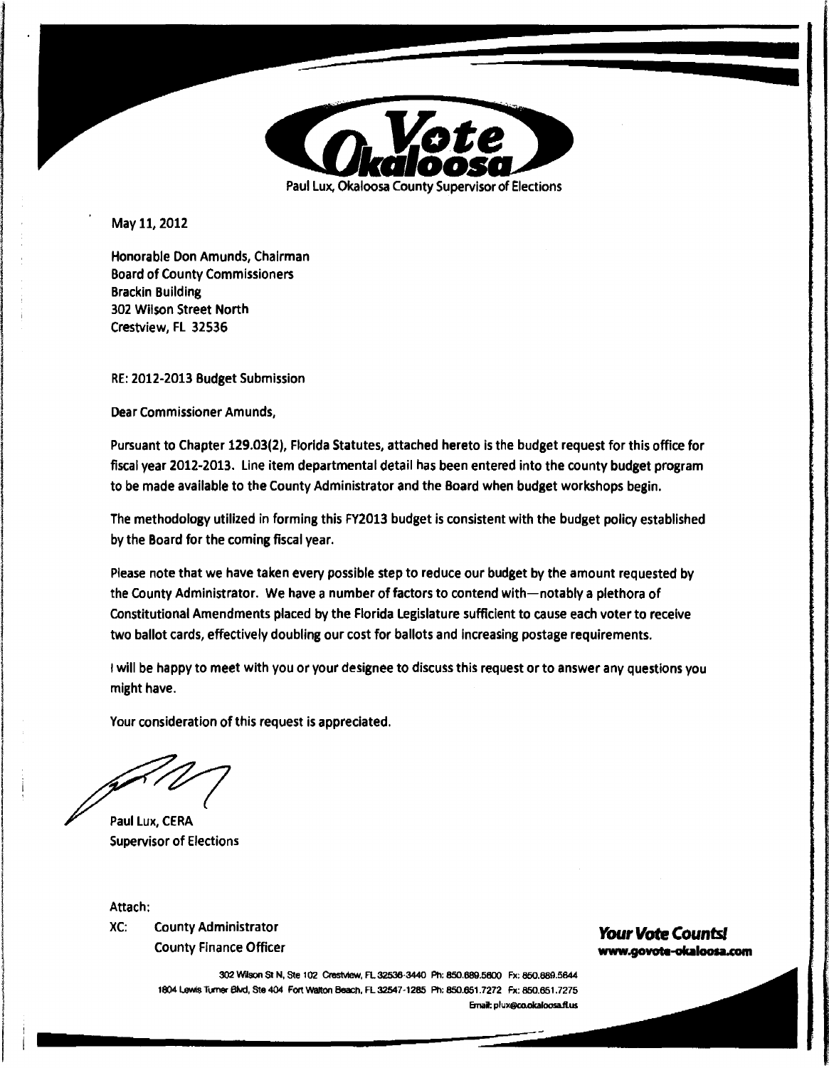# Vote Okaloosa

Paul Lux, Okaloosa County Supervisor of Elections

May 11, 2012

Honorable Don Amunds, Chairman
Board of County Commissioners
Brackin Building
302 Wilson Street North
Crestview, FL 32536

RE: 2012-2013 Budget Submission

Dear Commissioner Amunds,

Pursuant to Chapter 129.03(2), Florida Statutes, attached hereto is the budget request for this office for fiscal year 2012-2013. Line item departmental detail has been entered into the county budget program to be made available to the County Administrator and the Board when budget workshops begin.

The methodology utilized in forming this FY2013 budget is consistent with the budget policy established by the Board for the coming fiscal year.

Please note that we have taken every possible step to reduce our budget by the amount requested by the County Administrator. We have a number of factors to contend with—notably a plethora of Constitutional Amendments placed by the Florida Legislature sufficient to cause each voter to receive two ballot cards, effectively doubling our cost for ballots and increasing postage requirements.

I will be happy to meet with you or your designee to discuss this request or to answer any questions you might have.

Your consideration of this request is appreciated.

Paul Lux, CERA
Supervisor of Elections

Attach:

XC: County Administrator
County Finance Officer

***Your Vote Counts!***
**www.govote-okaloosa.com**

302 Wilson St N, Ste 102 Crestview, FL 32536-3440 Ph: 850.689.5600 Fx: 850.689.5644
1804 Lewis Turner Blvd, Ste 404 Fort Walton Beach, FL 32547-1285 Ph: 850.651.7272 Fx: 850.651.7275
Email: plux@co.okaloosa.fl.us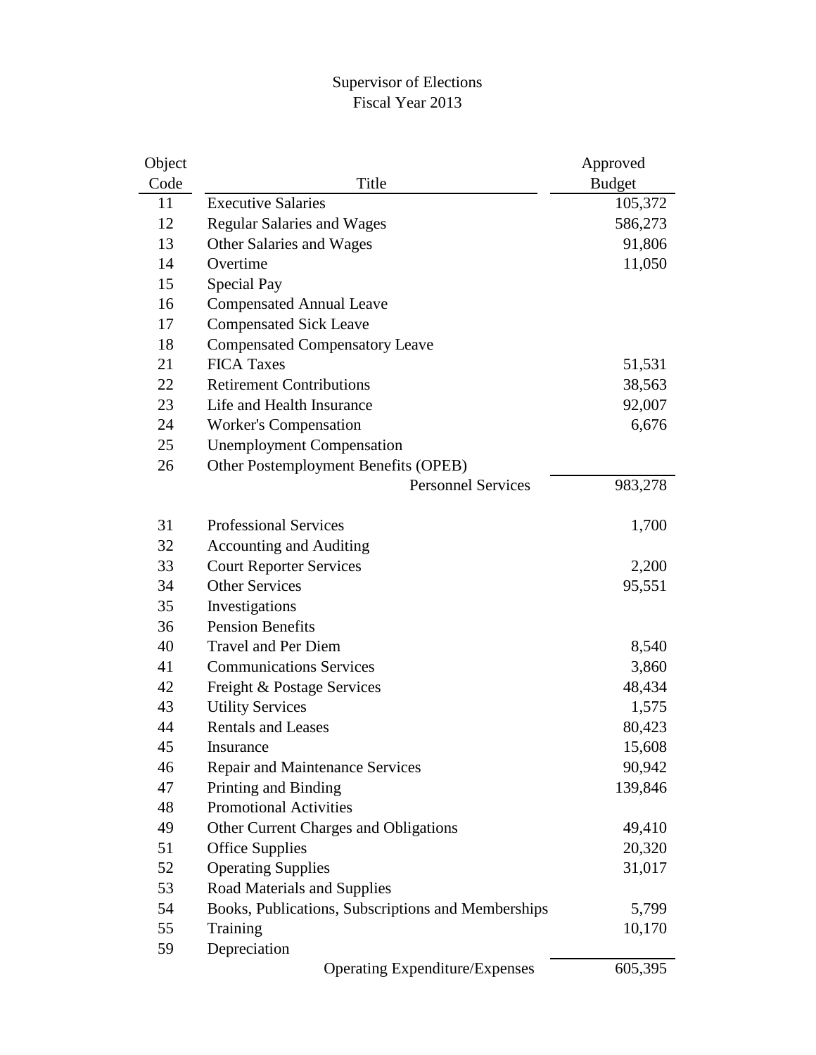Supervisor of Elections
Fiscal Year 2013

| Object Code | Title | Approved Budget |
|---|---|---|
| 11 | Executive Salaries | 105,372 |
| 12 | Regular Salaries and Wages | 586,273 |
| 13 | Other Salaries and Wages | 91,806 |
| 14 | Overtime | 11,050 |
| 15 | Special Pay | |
| 16 | Compensated Annual Leave | |
| 17 | Compensated Sick Leave | |
| 18 | Compensated Compensatory Leave | |
| 21 | FICA Taxes | 51,531 |
| 22 | Retirement Contributions | 38,563 |
| 23 | Life and Health Insurance | 92,007 |
| 24 | Worker's Compensation | 6,676 |
| 25 | Unemployment Compensation | |
| 26 | Other Postemployment Benefits (OPEB) | |
| | Personnel Services | 983,278 |
| | | |
| 31 | Professional Services | 1,700 |
| 32 | Accounting and Auditing | |
| 33 | Court Reporter Services | 2,200 |
| 34 | Other Services | 95,551 |
| 35 | Investigations | |
| 36 | Pension Benefits | |
| 40 | Travel and Per Diem | 8,540 |
| 41 | Communications Services | 3,860 |
| 42 | Freight & Postage Services | 48,434 |
| 43 | Utility Services | 1,575 |
| 44 | Rentals and Leases | 80,423 |
| 45 | Insurance | 15,608 |
| 46 | Repair and Maintenance Services | 90,942 |
| 47 | Printing and Binding | 139,846 |
| 48 | Promotional Activities | |
| 49 | Other Current Charges and Obligations | 49,410 |
| 51 | Office Supplies | 20,320 |
| 52 | Operating Supplies | 31,017 |
| 53 | Road Materials and Supplies | |
| 54 | Books, Publications, Subscriptions and Memberships | 5,799 |
| 55 | Training | 10,170 |
| 59 | Depreciation | |
| | Operating Expenditure/Expenses | 605,395 |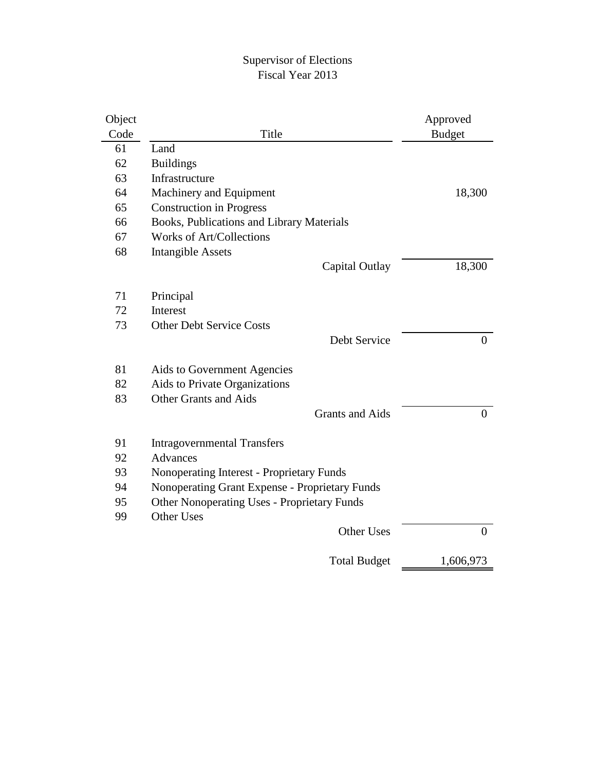# Supervisor of Elections
## Fiscal Year 2013

| Object Code | Title | Approved Budget |
|---|---|---|
| 61 | Land | |
| 62 | Buildings | |
| 63 | Infrastructure | |
| 64 | Machinery and Equipment | 18,300 |
| 65 | Construction in Progress | |
| 66 | Books, Publications and Library Materials | |
| 67 | Works of Art/Collections | |
| 68 | Intangible Assets | |
| | Capital Outlay | 18,300 |
| 71 | Principal | |
| 72 | Interest | |
| 73 | Other Debt Service Costs | |
| | Debt Service | 0 |
| 81 | Aids to Government Agencies | |
| 82 | Aids to Private Organizations | |
| 83 | Other Grants and Aids | |
| | Grants and Aids | 0 |
| 91 | Intragovernmental Transfers | |
| 92 | Advances | |
| 93 | Nonoperating Interest - Proprietary Funds | |
| 94 | Nonoperating Grant Expense - Proprietary Funds | |
| 95 | Other Nonoperating Uses - Proprietary Funds | |
| 99 | Other Uses | |
| | Other Uses | 0 |
| | Total Budget | 1,606,973 |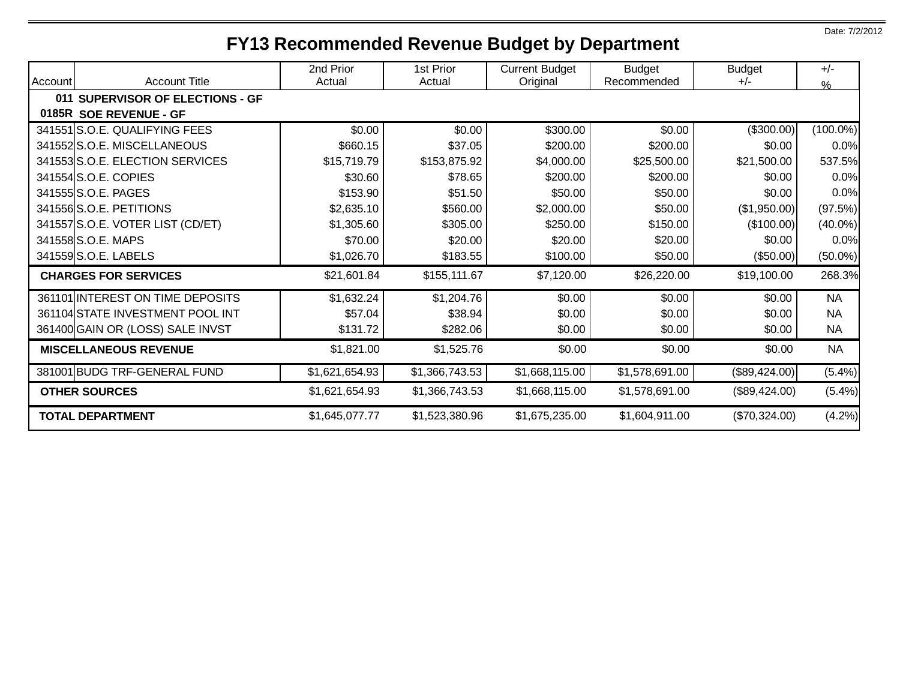Date: 7/2/2012

# FY13 Recommended Revenue Budget by Department

| Account | Account Title | 2nd Prior Actual | 1st Prior Actual | Current Budget Original | Budget Recommended | Budget +/- | +/- % |
|---|---|---|---|---|---|---|---|
| **011** | **SUPERVISOR OF ELECTIONS - GF** | | | | | | |
| **0185R** | **SOE REVENUE - GF** | | | | | | |
| 341551 | S.O.E. QUALIFYING FEES | $0.00 | $0.00 | $300.00 | $0.00 | ($300.00) | (100.0%) |
| 341552 | S.O.E. MISCELLANEOUS | $660.15 | $37.05 | $200.00 | $200.00 | $0.00 | 0.0% |
| 341553 | S.O.E. ELECTION SERVICES | $15,719.79 | $153,875.92 | $4,000.00 | $25,500.00 | $21,500.00 | 537.5% |
| 341554 | S.O.E. COPIES | $30.60 | $78.65 | $200.00 | $200.00 | $0.00 | 0.0% |
| 341555 | S.O.E. PAGES | $153.90 | $51.50 | $50.00 | $50.00 | $0.00 | 0.0% |
| 341556 | S.O.E. PETITIONS | $2,635.10 | $560.00 | $2,000.00 | $50.00 | ($1,950.00) | (97.5%) |
| 341557 | S.O.E. VOTER LIST (CD/ET) | $1,305.60 | $305.00 | $250.00 | $150.00 | ($100.00) | (40.0%) |
| 341558 | S.O.E. MAPS | $70.00 | $20.00 | $20.00 | $20.00 | $0.00 | 0.0% |
| 341559 | S.O.E. LABELS | $1,026.70 | $183.55 | $100.00 | $50.00 | ($50.00) | (50.0%) |
| | **CHARGES FOR SERVICES** | $21,601.84 | $155,111.67 | $7,120.00 | $26,220.00 | $19,100.00 | 268.3% |
| 361101 | INTEREST ON TIME DEPOSITS | $1,632.24 | $1,204.76 | $0.00 | $0.00 | $0.00 | NA |
| 361104 | STATE INVESTMENT POOL INT | $57.04 | $38.94 | $0.00 | $0.00 | $0.00 | NA |
| 361400 | GAIN OR (LOSS) SALE INVST | $131.72 | $282.06 | $0.00 | $0.00 | $0.00 | NA |
| | **MISCELLANEOUS REVENUE** | $1,821.00 | $1,525.76 | $0.00 | $0.00 | $0.00 | NA |
| 381001 | BUDG TRF-GENERAL FUND | $1,621,654.93 | $1,366,743.53 | $1,668,115.00 | $1,578,691.00 | ($89,424.00) | (5.4%) |
| | **OTHER SOURCES** | $1,621,654.93 | $1,366,743.53 | $1,668,115.00 | $1,578,691.00 | ($89,424.00) | (5.4%) |
| | **TOTAL DEPARTMENT** | $1,645,077.77 | $1,523,380.96 | $1,675,235.00 | $1,604,911.00 | ($70,324.00) | (4.2%) |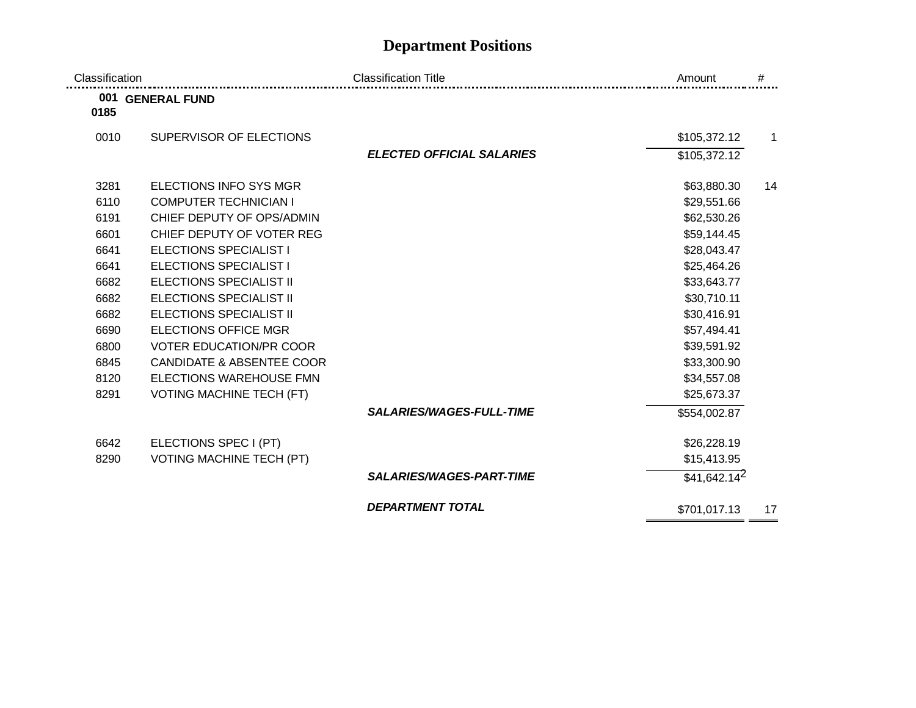# Department Positions

| Classification | Classification Title | Amount | # |
|---|---|---|---|
| **001** | **GENERAL FUND** | | |
| **0185** | | | |
| 0010 | SUPERVISOR OF ELECTIONS | $105,372.12 | 1 |
| | ***ELECTED OFFICIAL SALARIES*** | $105,372.12 | |
| 3281 | ELECTIONS INFO SYS MGR | $63,880.30 | 14 |
| 6110 | COMPUTER TECHNICIAN I | $29,551.66 | |
| 6191 | CHIEF DEPUTY OF OPS/ADMIN | $62,530.26 | |
| 6601 | CHIEF DEPUTY OF VOTER REG | $59,144.45 | |
| 6641 | ELECTIONS SPECIALIST I | $28,043.47 | |
| 6641 | ELECTIONS SPECIALIST I | $25,464.26 | |
| 6682 | ELECTIONS SPECIALIST II | $33,643.77 | |
| 6682 | ELECTIONS SPECIALIST II | $30,710.11 | |
| 6682 | ELECTIONS SPECIALIST II | $30,416.91 | |
| 6690 | ELECTIONS OFFICE MGR | $57,494.41 | |
| 6800 | VOTER EDUCATION/PR COOR | $39,591.92 | |
| 6845 | CANDIDATE & ABSENTEE COOR | $33,300.90 | |
| 8120 | ELECTIONS WAREHOUSE FMN | $34,557.08 | |
| 8291 | VOTING MACHINE TECH (FT) | $25,673.37 | |
| | ***SALARIES/WAGES-FULL-TIME*** | $554,002.87 | |
| 6642 | ELECTIONS SPEC I (PT) | $26,228.19 | |
| 8290 | VOTING MACHINE TECH (PT) | $15,413.95 | |
| | ***SALARIES/WAGES-PART-TIME*** | $41,642.14 | 2 |
| | ***DEPARTMENT TOTAL*** | $701,017.13 | 17 |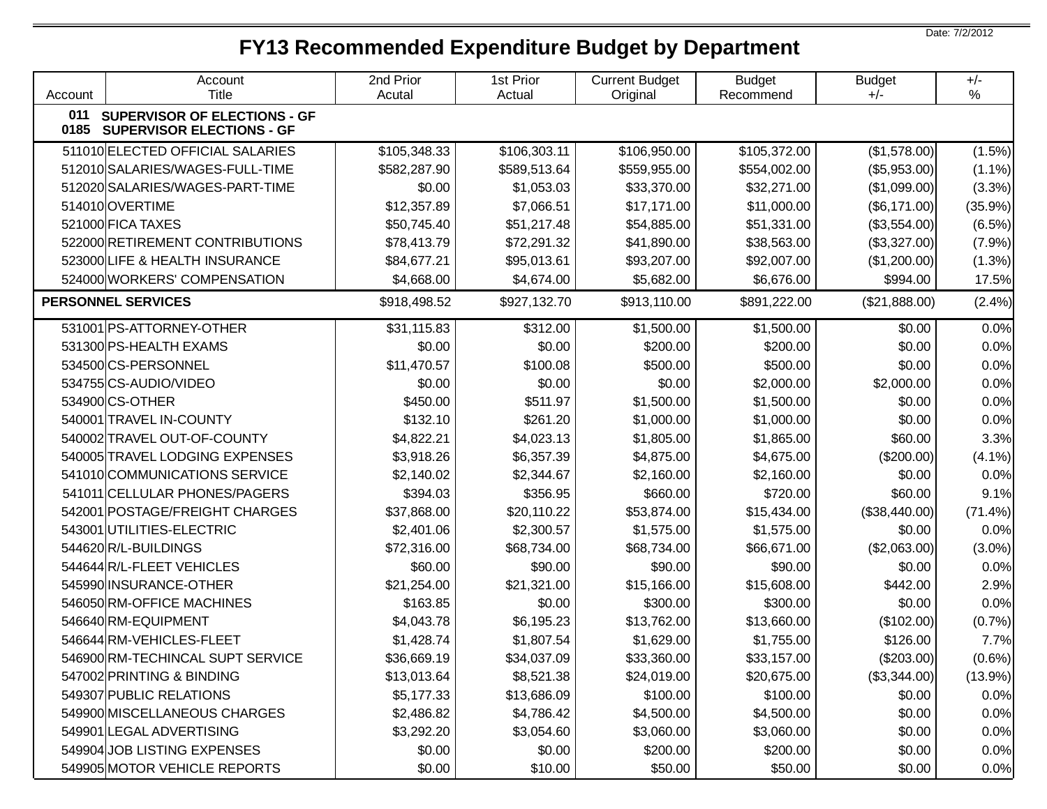Date: 7/2/2012

# FY13 Recommended Expenditure Budget by Department

| Account | Account Title | 2nd Prior Acutal | 1st Prior Actual | Current Budget Original | Budget Recommend | Budget +/- | +/- % |
|---|---|---|---|---|---|---|---|
| **011** | **SUPERVISOR OF ELECTIONS - GF** | | | | | | |
| **0185** | **SUPERVISOR ELECTIONS - GF** | | | | | | |
| 511010 | ELECTED OFFICIAL SALARIES | $105,348.33 | $106,303.11 | $106,950.00 | $105,372.00 | ($1,578.00) | (1.5%) |
| 512010 | SALARIES/WAGES-FULL-TIME | $582,287.90 | $589,513.64 | $559,955.00 | $554,002.00 | ($5,953.00) | (1.1%) |
| 512020 | SALARIES/WAGES-PART-TIME | $0.00 | $1,053.03 | $33,370.00 | $32,271.00 | ($1,099.00) | (3.3%) |
| 514010 | OVERTIME | $12,357.89 | $7,066.51 | $17,171.00 | $11,000.00 | ($6,171.00) | (35.9%) |
| 521000 | FICA TAXES | $50,745.40 | $51,217.48 | $54,885.00 | $51,331.00 | ($3,554.00) | (6.5%) |
| 522000 | RETIREMENT CONTRIBUTIONS | $78,413.79 | $72,291.32 | $41,890.00 | $38,563.00 | ($3,327.00) | (7.9%) |
| 523000 | LIFE & HEALTH INSURANCE | $84,677.21 | $95,013.61 | $93,207.00 | $92,007.00 | ($1,200.00) | (1.3%) |
| 524000 | WORKERS' COMPENSATION | $4,668.00 | $4,674.00 | $5,682.00 | $6,676.00 | $994.00 | 17.5% |
| **PERSONNEL SERVICES** | | $918,498.52 | $927,132.70 | $913,110.00 | $891,222.00 | ($21,888.00) | (2.4%) |
| 531001 | PS-ATTORNEY-OTHER | $31,115.83 | $312.00 | $1,500.00 | $1,500.00 | $0.00 | 0.0% |
| 531300 | PS-HEALTH EXAMS | $0.00 | $0.00 | $200.00 | $200.00 | $0.00 | 0.0% |
| 534500 | CS-PERSONNEL | $11,470.57 | $100.08 | $500.00 | $500.00 | $0.00 | 0.0% |
| 534755 | CS-AUDIO/VIDEO | $0.00 | $0.00 | $0.00 | $2,000.00 | $2,000.00 | 0.0% |
| 534900 | CS-OTHER | $450.00 | $511.97 | $1,500.00 | $1,500.00 | $0.00 | 0.0% |
| 540001 | TRAVEL IN-COUNTY | $132.10 | $261.20 | $1,000.00 | $1,000.00 | $0.00 | 0.0% |
| 540002 | TRAVEL OUT-OF-COUNTY | $4,822.21 | $4,023.13 | $1,805.00 | $1,865.00 | $60.00 | 3.3% |
| 540005 | TRAVEL LODGING EXPENSES | $3,918.26 | $6,357.39 | $4,875.00 | $4,675.00 | ($200.00) | (4.1%) |
| 541010 | COMMUNICATIONS SERVICE | $2,140.02 | $2,344.67 | $2,160.00 | $2,160.00 | $0.00 | 0.0% |
| 541011 | CELLULAR PHONES/PAGERS | $394.03 | $356.95 | $660.00 | $720.00 | $60.00 | 9.1% |
| 542001 | POSTAGE/FREIGHT CHARGES | $37,868.00 | $20,110.22 | $53,874.00 | $15,434.00 | ($38,440.00) | (71.4%) |
| 543001 | UTILITIES-ELECTRIC | $2,401.06 | $2,300.57 | $1,575.00 | $1,575.00 | $0.00 | 0.0% |
| 544620 | R/L-BUILDINGS | $72,316.00 | $68,734.00 | $68,734.00 | $66,671.00 | ($2,063.00) | (3.0%) |
| 544644 | R/L-FLEET VEHICLES | $60.00 | $90.00 | $90.00 | $90.00 | $0.00 | 0.0% |
| 545990 | INSURANCE-OTHER | $21,254.00 | $21,321.00 | $15,166.00 | $15,608.00 | $442.00 | 2.9% |
| 546050 | RM-OFFICE MACHINES | $163.85 | $0.00 | $300.00 | $300.00 | $0.00 | 0.0% |
| 546640 | RM-EQUIPMENT | $4,043.78 | $6,195.23 | $13,762.00 | $13,660.00 | ($102.00) | (0.7%) |
| 546644 | RM-VEHICLES-FLEET | $1,428.74 | $1,807.54 | $1,629.00 | $1,755.00 | $126.00 | 7.7% |
| 546900 | RM-TECHINCAL SUPT SERVICE | $36,669.19 | $34,037.09 | $33,360.00 | $33,157.00 | ($203.00) | (0.6%) |
| 547002 | PRINTING & BINDING | $13,013.64 | $8,521.38 | $24,019.00 | $20,675.00 | ($3,344.00) | (13.9%) |
| 549307 | PUBLIC RELATIONS | $5,177.33 | $13,686.09 | $100.00 | $100.00 | $0.00 | 0.0% |
| 549900 | MISCELLANEOUS CHARGES | $2,486.82 | $4,786.42 | $4,500.00 | $4,500.00 | $0.00 | 0.0% |
| 549901 | LEGAL ADVERTISING | $3,292.20 | $3,054.60 | $3,060.00 | $3,060.00 | $0.00 | 0.0% |
| 549904 | JOB LISTING EXPENSES | $0.00 | $0.00 | $200.00 | $200.00 | $0.00 | 0.0% |
| 549905 | MOTOR VEHICLE REPORTS | $0.00 | $10.00 | $50.00 | $50.00 | $0.00 | 0.0% |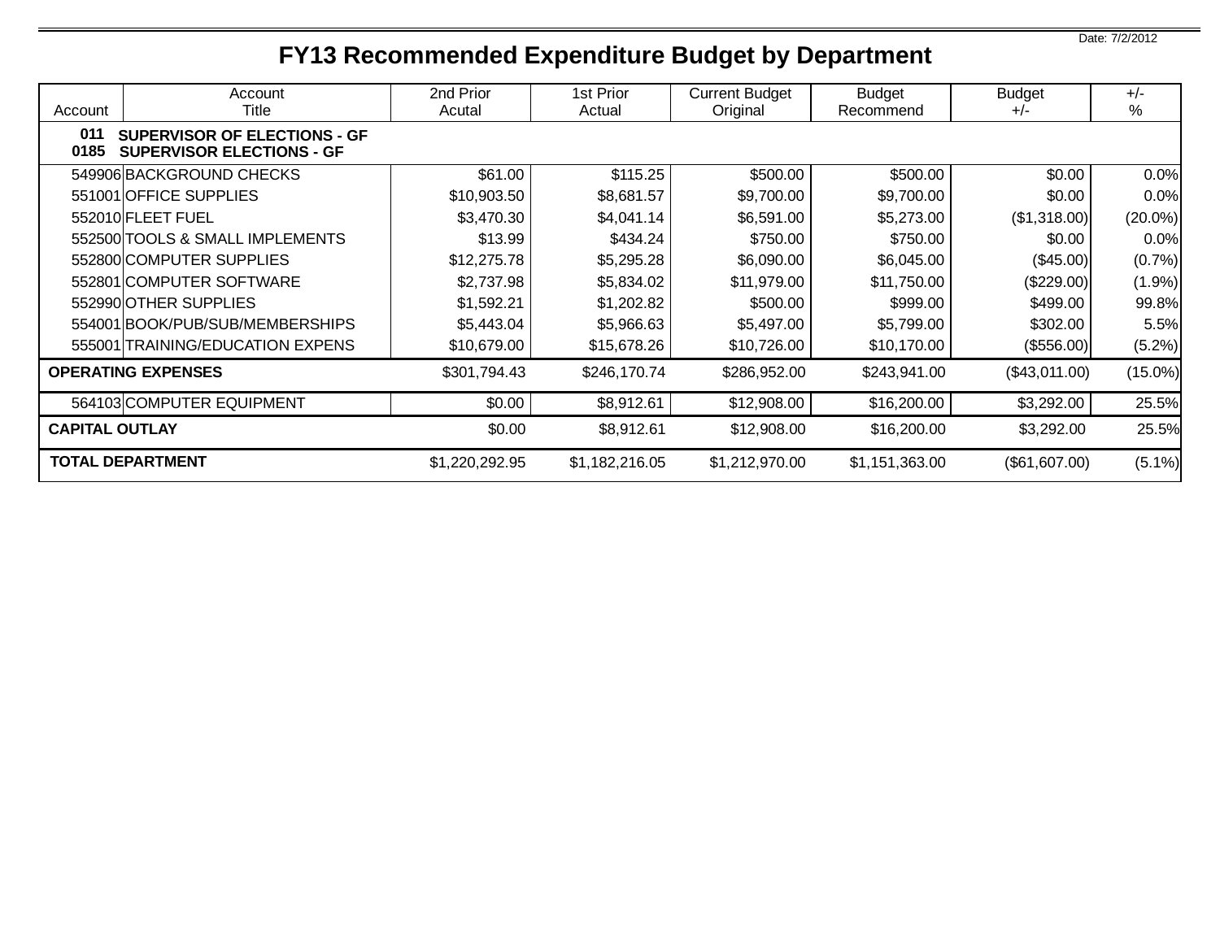Date: 7/2/2012

# FY13 Recommended Expenditure Budget by Department

| Account | Account Title | 2nd Prior Acutal | 1st Prior Actual | Current Budget Original | Budget Recommend | Budget +/- | +/- % |
|---|---|---|---|---|---|---|---|
| **011** | **SUPERVISOR OF ELECTIONS - GF** | | | | | | |
| **0185** | **SUPERVISOR ELECTIONS - GF** | | | | | | |
| 549906 | BACKGROUND CHECKS | $61.00 | $115.25 | $500.00 | $500.00 | $0.00 | 0.0% |
| 551001 | OFFICE SUPPLIES | $10,903.50 | $8,681.57 | $9,700.00 | $9,700.00 | $0.00 | 0.0% |
| 552010 | FLEET FUEL | $3,470.30 | $4,041.14 | $6,591.00 | $5,273.00 | ($1,318.00) | (20.0%) |
| 552500 | TOOLS & SMALL IMPLEMENTS | $13.99 | $434.24 | $750.00 | $750.00 | $0.00 | 0.0% |
| 552800 | COMPUTER SUPPLIES | $12,275.78 | $5,295.28 | $6,090.00 | $6,045.00 | ($45.00) | (0.7%) |
| 552801 | COMPUTER SOFTWARE | $2,737.98 | $5,834.02 | $11,979.00 | $11,750.00 | ($229.00) | (1.9%) |
| 552990 | OTHER SUPPLIES | $1,592.21 | $1,202.82 | $500.00 | $999.00 | $499.00 | 99.8% |
| 554001 | BOOK/PUB/SUB/MEMBERSHIPS | $5,443.04 | $5,966.63 | $5,497.00 | $5,799.00 | $302.00 | 5.5% |
| 555001 | TRAINING/EDUCATION EXPENS | $10,679.00 | $15,678.26 | $10,726.00 | $10,170.00 | ($556.00) | (5.2%) |
| **OPERATING EXPENSES** | | $301,794.43 | $246,170.74 | $286,952.00 | $243,941.00 | ($43,011.00) | (15.0%) |
| 564103 | COMPUTER EQUIPMENT | $0.00 | $8,912.61 | $12,908.00 | $16,200.00 | $3,292.00 | 25.5% |
| **CAPITAL OUTLAY** | | $0.00 | $8,912.61 | $12,908.00 | $16,200.00 | $3,292.00 | 25.5% |
| **TOTAL DEPARTMENT** | | $1,220,292.95 | $1,182,216.05 | $1,212,970.00 | $1,151,363.00 | ($61,607.00) | (5.1%) |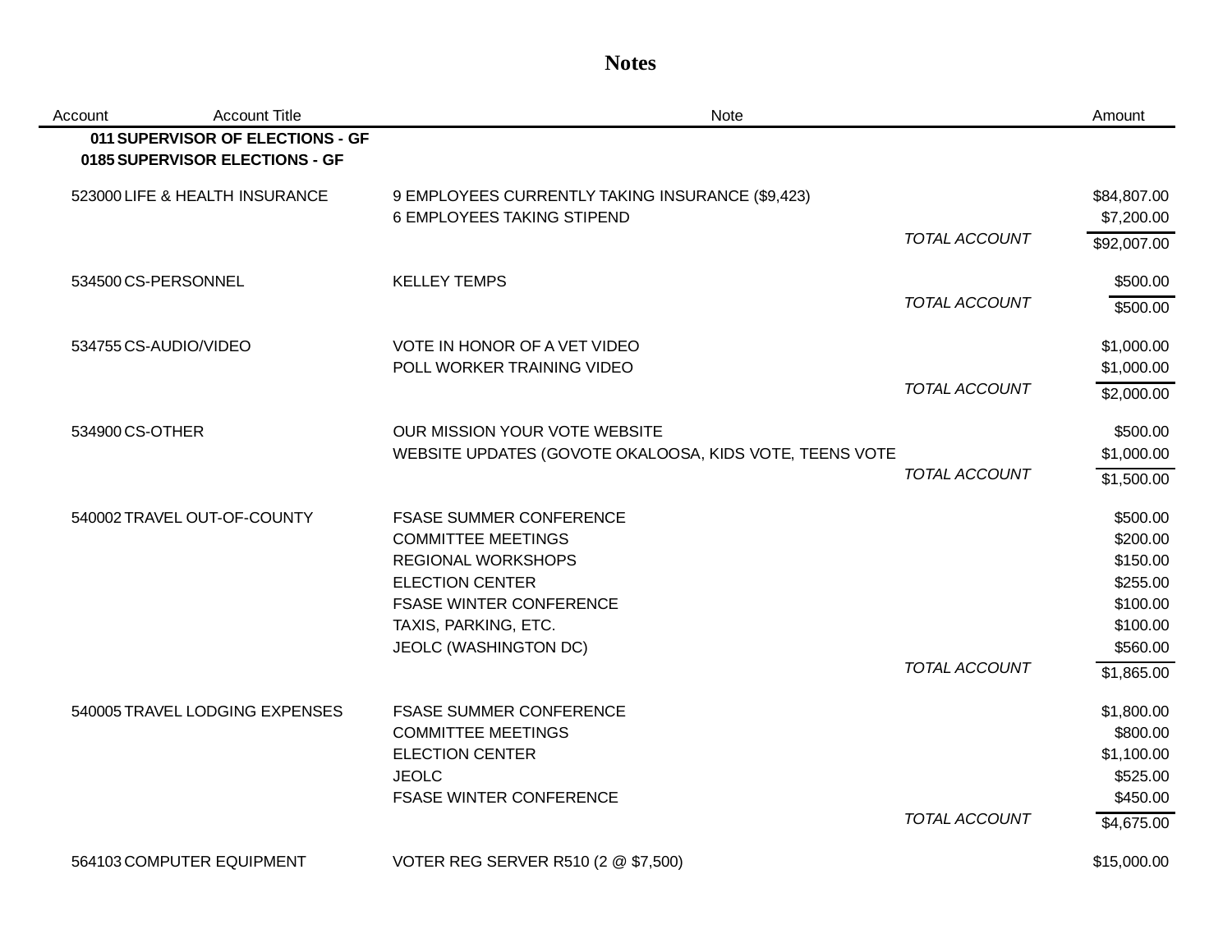# Notes

| Account | Account Title | Note | | Amount |
|---|---|---|---|---|
| **011** | **SUPERVISOR OF ELECTIONS - GF** | | | |
| **0185** | **SUPERVISOR ELECTIONS - GF** | | | |
| 523000 | LIFE & HEALTH INSURANCE | 9 EMPLOYEES CURRENTLY TAKING INSURANCE ($9,423) | | $84,807.00 |
| | | 6 EMPLOYEES TAKING STIPEND | | $7,200.00 |
| | | | *TOTAL ACCOUNT* | $92,007.00 |
| 534500 | CS-PERSONNEL | KELLEY TEMPS | | $500.00 |
| | | | *TOTAL ACCOUNT* | $500.00 |
| 534755 | CS-AUDIO/VIDEO | VOTE IN HONOR OF A VET VIDEO | | $1,000.00 |
| | | POLL WORKER TRAINING VIDEO | | $1,000.00 |
| | | | *TOTAL ACCOUNT* | $2,000.00 |
| 534900 | CS-OTHER | OUR MISSION YOUR VOTE WEBSITE | | $500.00 |
| | | WEBSITE UPDATES (GOVOTE OKALOOSA, KIDS VOTE, TEENS VOTE | | $1,000.00 |
| | | | *TOTAL ACCOUNT* | $1,500.00 |
| 540002 | TRAVEL OUT-OF-COUNTY | FSASE SUMMER CONFERENCE | | $500.00 |
| | | COMMITTEE MEETINGS | | $200.00 |
| | | REGIONAL WORKSHOPS | | $150.00 |
| | | ELECTION CENTER | | $255.00 |
| | | FSASE WINTER CONFERENCE | | $100.00 |
| | | TAXIS, PARKING, ETC. | | $100.00 |
| | | JEOLC (WASHINGTON DC) | | $560.00 |
| | | | *TOTAL ACCOUNT* | $1,865.00 |
| 540005 | TRAVEL LODGING EXPENSES | FSASE SUMMER CONFERENCE | | $1,800.00 |
| | | COMMITTEE MEETINGS | | $800.00 |
| | | ELECTION CENTER | | $1,100.00 |
| | | JEOLC | | $525.00 |
| | | FSASE WINTER CONFERENCE | | $450.00 |
| | | | *TOTAL ACCOUNT* | $4,675.00 |
| 564103 | COMPUTER EQUIPMENT | VOTER REG SERVER R510 (2 @ $7,500) | | $15,000.00 |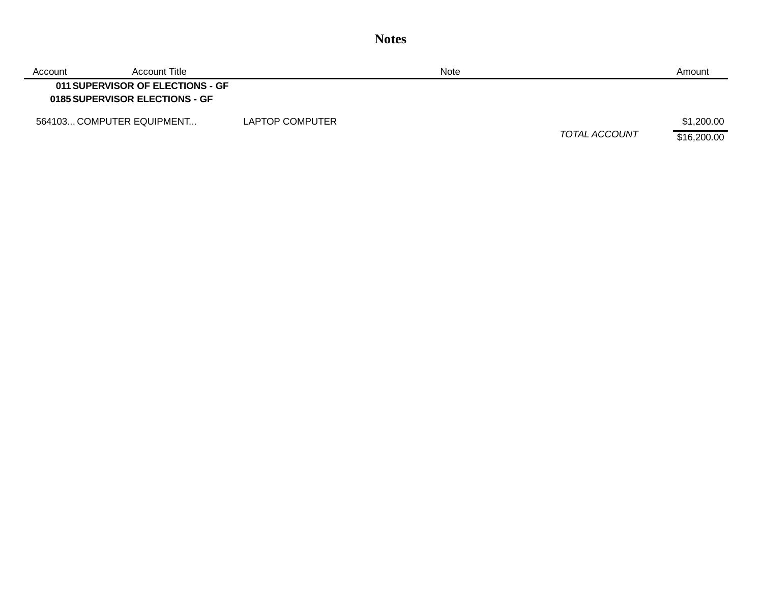# Notes

| Account | Account Title | Note | Amount |
|---|---|---|---|
| **011** | **SUPERVISOR OF ELECTIONS - GF** | | |
| **0185** | **SUPERVISOR ELECTIONS - GF** | | |
| 564103... | COMPUTER EQUIPMENT... | LAPTOP COMPUTER | $1,200.00 |
| | | *TOTAL ACCOUNT* | $16,200.00 |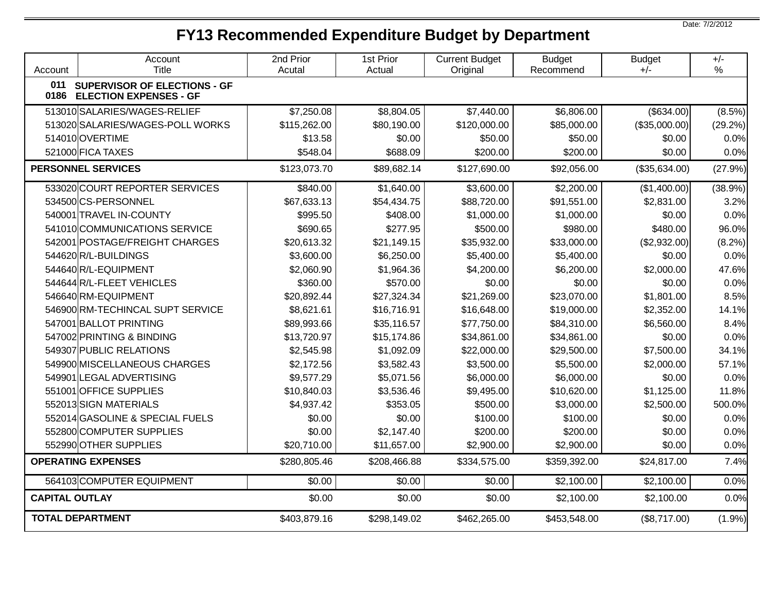Date: 7/2/2012

# FY13 Recommended Expenditure Budget by Department

| Account | Account Title | 2nd Prior Acutal | 1st Prior Actual | Current Budget Original | Budget Recommend | Budget +/- | +/- % |
|---|---|---|---|---|---|---|---|
| **011** | **SUPERVISOR OF ELECTIONS - GF** | | | | | | |
| **0186** | **ELECTION EXPENSES - GF** | | | | | | |
| 513010 | SALARIES/WAGES-RELIEF | $7,250.08 | $8,804.05 | $7,440.00 | $6,806.00 | ($634.00) | (8.5%) |
| 513020 | SALARIES/WAGES-POLL WORKS | $115,262.00 | $80,190.00 | $120,000.00 | $85,000.00 | ($35,000.00) | (29.2%) |
| 514010 | OVERTIME | $13.58 | $0.00 | $50.00 | $50.00 | $0.00 | 0.0% |
| 521000 | FICA TAXES | $548.04 | $688.09 | $200.00 | $200.00 | $0.00 | 0.0% |
| **PERSONNEL SERVICES** | | $123,073.70 | $89,682.14 | $127,690.00 | $92,056.00 | ($35,634.00) | (27.9%) |
| 533020 | COURT REPORTER SERVICES | $840.00 | $1,640.00 | $3,600.00 | $2,200.00 | ($1,400.00) | (38.9%) |
| 534500 | CS-PERSONNEL | $67,633.13 | $54,434.75 | $88,720.00 | $91,551.00 | $2,831.00 | 3.2% |
| 540001 | TRAVEL IN-COUNTY | $995.50 | $408.00 | $1,000.00 | $1,000.00 | $0.00 | 0.0% |
| 541010 | COMMUNICATIONS SERVICE | $690.65 | $277.95 | $500.00 | $980.00 | $480.00 | 96.0% |
| 542001 | POSTAGE/FREIGHT CHARGES | $20,613.32 | $21,149.15 | $35,932.00 | $33,000.00 | ($2,932.00) | (8.2%) |
| 544620 | R/L-BUILDINGS | $3,600.00 | $6,250.00 | $5,400.00 | $5,400.00 | $0.00 | 0.0% |
| 544640 | R/L-EQUIPMENT | $2,060.90 | $1,964.36 | $4,200.00 | $6,200.00 | $2,000.00 | 47.6% |
| 544644 | R/L-FLEET VEHICLES | $360.00 | $570.00 | $0.00 | $0.00 | $0.00 | 0.0% |
| 546640 | RM-EQUIPMENT | $20,892.44 | $27,324.34 | $21,269.00 | $23,070.00 | $1,801.00 | 8.5% |
| 546900 | RM-TECHINCAL SUPT SERVICE | $8,621.61 | $16,716.91 | $16,648.00 | $19,000.00 | $2,352.00 | 14.1% |
| 547001 | BALLOT PRINTING | $89,993.66 | $35,116.57 | $77,750.00 | $84,310.00 | $6,560.00 | 8.4% |
| 547002 | PRINTING & BINDING | $13,720.97 | $15,174.86 | $34,861.00 | $34,861.00 | $0.00 | 0.0% |
| 549307 | PUBLIC RELATIONS | $2,545.98 | $1,092.09 | $22,000.00 | $29,500.00 | $7,500.00 | 34.1% |
| 549900 | MISCELLANEOUS CHARGES | $2,172.56 | $3,582.43 | $3,500.00 | $5,500.00 | $2,000.00 | 57.1% |
| 549901 | LEGAL ADVERTISING | $9,577.29 | $5,071.56 | $6,000.00 | $6,000.00 | $0.00 | 0.0% |
| 551001 | OFFICE SUPPLIES | $10,840.03 | $3,536.46 | $9,495.00 | $10,620.00 | $1,125.00 | 11.8% |
| 552013 | SIGN MATERIALS | $4,937.42 | $353.05 | $500.00 | $3,000.00 | $2,500.00 | 500.0% |
| 552014 | GASOLINE & SPECIAL FUELS | $0.00 | $0.00 | $100.00 | $100.00 | $0.00 | 0.0% |
| 552800 | COMPUTER SUPPLIES | $0.00 | $2,147.40 | $200.00 | $200.00 | $0.00 | 0.0% |
| 552990 | OTHER SUPPLIES | $20,710.00 | $11,657.00 | $2,900.00 | $2,900.00 | $0.00 | 0.0% |
| **OPERATING EXPENSES** | | $280,805.46 | $208,466.88 | $334,575.00 | $359,392.00 | $24,817.00 | 7.4% |
| 564103 | COMPUTER EQUIPMENT | $0.00 | $0.00 | $0.00 | $2,100.00 | $2,100.00 | 0.0% |
| **CAPITAL OUTLAY** | | $0.00 | $0.00 | $0.00 | $2,100.00 | $2,100.00 | 0.0% |
| **TOTAL DEPARTMENT** | | $403,879.16 | $298,149.02 | $462,265.00 | $453,548.00 | ($8,717.00) | (1.9%) |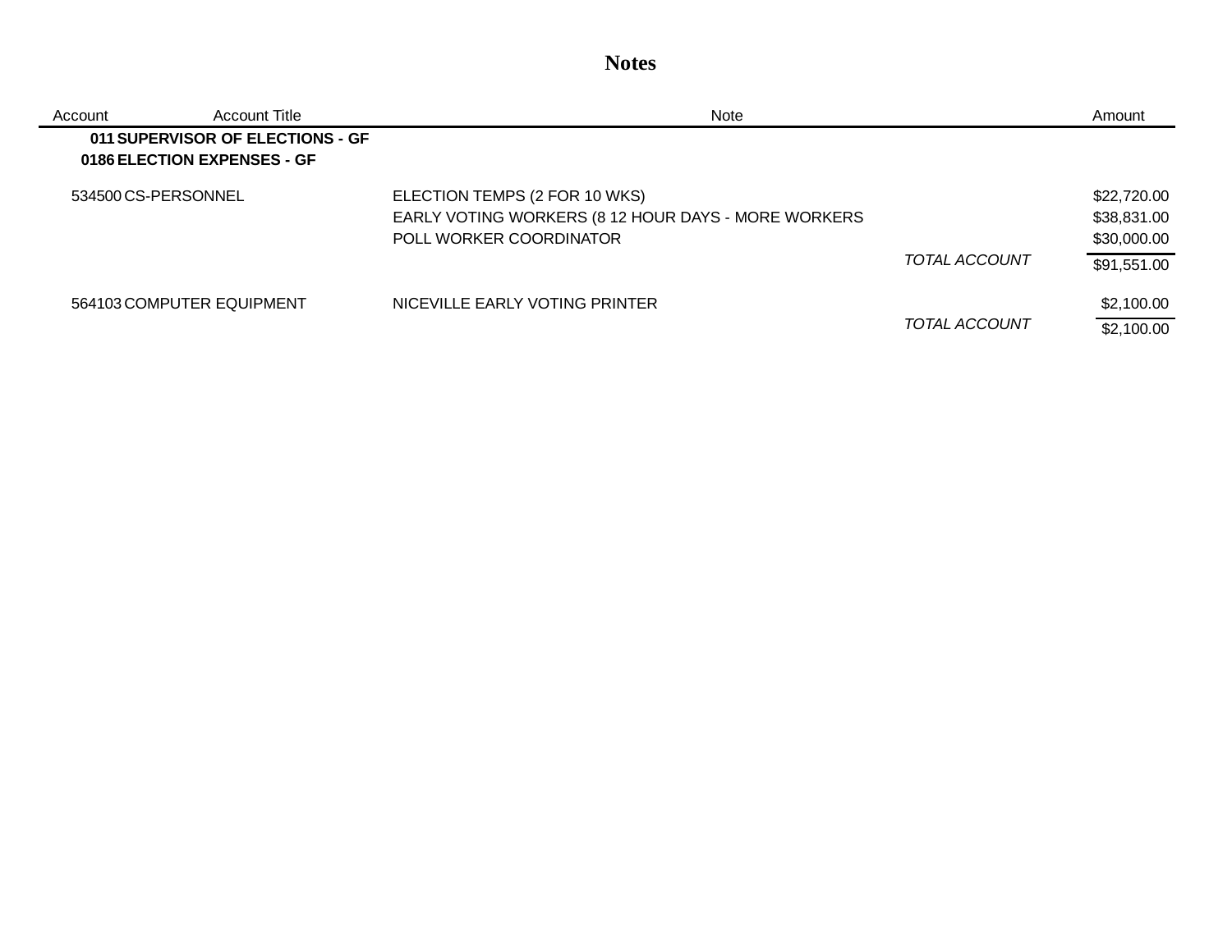# Notes

| Account | Account Title | Note | | Amount |
|---|---|---|---|---|
| **011** | **SUPERVISOR OF ELECTIONS - GF** | | | |
| **0186** | **ELECTION EXPENSES - GF** | | | |
| 534500 | CS-PERSONNEL | ELECTION TEMPS (2 FOR 10 WKS) | | $22,720.00 |
| | | EARLY VOTING WORKERS (8 12 HOUR DAYS - MORE WORKERS | | $38,831.00 |
| | | POLL WORKER COORDINATOR | | $30,000.00 |
| | | | *TOTAL ACCOUNT* | $91,551.00 |
| 564103 | COMPUTER EQUIPMENT | NICEVILLE EARLY VOTING PRINTER | | $2,100.00 |
| | | | *TOTAL ACCOUNT* | $2,100.00 |